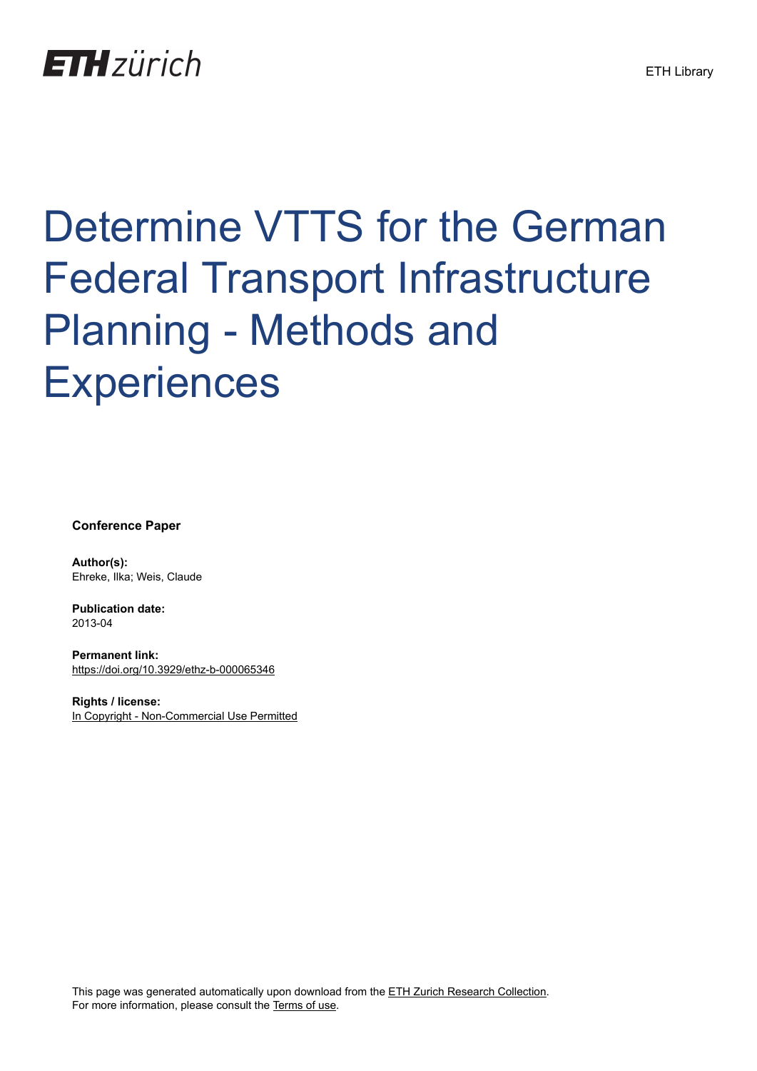ETH zürich

ETH Library

# Determine VTTS for the German Federal Transport Infrastructure Planning - Methods and Experiences

**Conference Paper**

**Author(s):**
Ehreke, Ilka; Weis, Claude

**Publication date:**
2013-04

**Permanent link:**
https://doi.org/10.3929/ethz-b-000065346

**Rights / license:**
In Copyright - Non-Commercial Use Permitted

This page was generated automatically upon download from the ETH Zurich Research Collection.
For more information, please consult the Terms of use.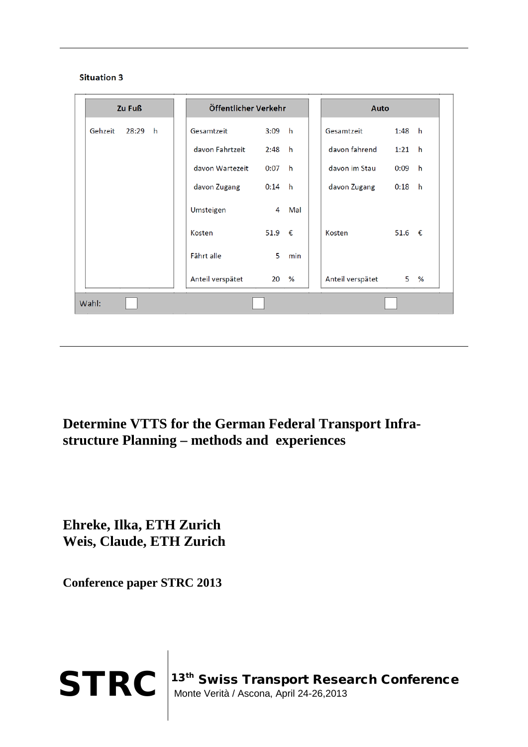**Situation 3**

| Zu Fuß | | | Öffentlicher Verkehr | | | Auto | | |
|---|---|---|---|---|---|---|---|---|
| Gehzeit | 28:29 | h | Gesamtzeit | 3:09 | h | Gesamtzeit | 1:48 | h |
| | | | davon Fahrtzeit | 2:48 | h | davon fahrend | 1:21 | h |
| | | | davon Wartezeit | 0:07 | h | davon im Stau | 0:09 | h |
| | | | davon Zugang | 0:14 | h | davon Zugang | 0:18 | h |
| | | | Umsteigen | 4 | Mal | | | |
| | | | Kosten | 51.9 | € | Kosten | 51.6 | € |
| | | | Fährt alle | 5 | min | | | |
| | | | Anteil verspätet | 20 | % | Anteil verspätet | 5 | % |
| Wahl: ☐ | | | ☐ | | | ☐ | | |

# Determine VTTS for the German Federal Transport Infrastructure Planning – methods and experiences

**Ehreke, Ilka, ETH Zurich**
**Weis, Claude, ETH Zurich**

**Conference paper STRC 2013**

**STRC** | **13th Swiss Transport Research Conference**
Monte Verità / Ascona, April 24-26,2013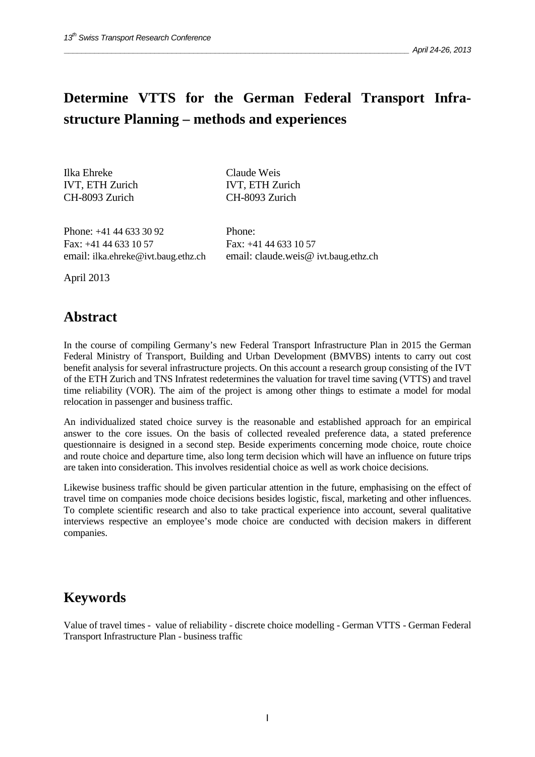# Determine VTTS for the German Federal Transport Infrastructure Planning – methods and experiences

Ilka Ehreke
IVT, ETH Zurich
CH-8093 Zurich

Phone: +41 44 633 30 92
Fax: +41 44 633 10 57
email: ilka.ehreke@ivt.baug.ethz.ch

Claude Weis
IVT, ETH Zurich
CH-8093 Zurich

Phone:
Fax: +41 44 633 10 57
email: claude.weis@ ivt.baug.ethz.ch

April 2013

## Abstract

In the course of compiling Germany's new Federal Transport Infrastructure Plan in 2015 the German Federal Ministry of Transport, Building and Urban Development (BMVBS) intents to carry out cost benefit analysis for several infrastructure projects. On this account a research group consisting of the IVT of the ETH Zurich and TNS Infratest redetermines the valuation for travel time saving (VTTS) and travel time reliability (VOR). The aim of the project is among other things to estimate a model for modal relocation in passenger and business traffic.

An individualized stated choice survey is the reasonable and established approach for an empirical answer to the core issues. On the basis of collected revealed preference data, a stated preference questionnaire is designed in a second step. Beside experiments concerning mode choice, route choice and route choice and departure time, also long term decision which will have an influence on future trips are taken into consideration. This involves residential choice as well as work choice decisions.

Likewise business traffic should be given particular attention in the future, emphasising on the effect of travel time on companies mode choice decisions besides logistic, fiscal, marketing and other influences. To complete scientific research and also to take practical experience into account, several qualitative interviews respective an employee's mode choice are conducted with decision makers in different companies.

## Keywords

Value of travel times - value of reliability - discrete choice modelling - German VTTS - German Federal Transport Infrastructure Plan - business traffic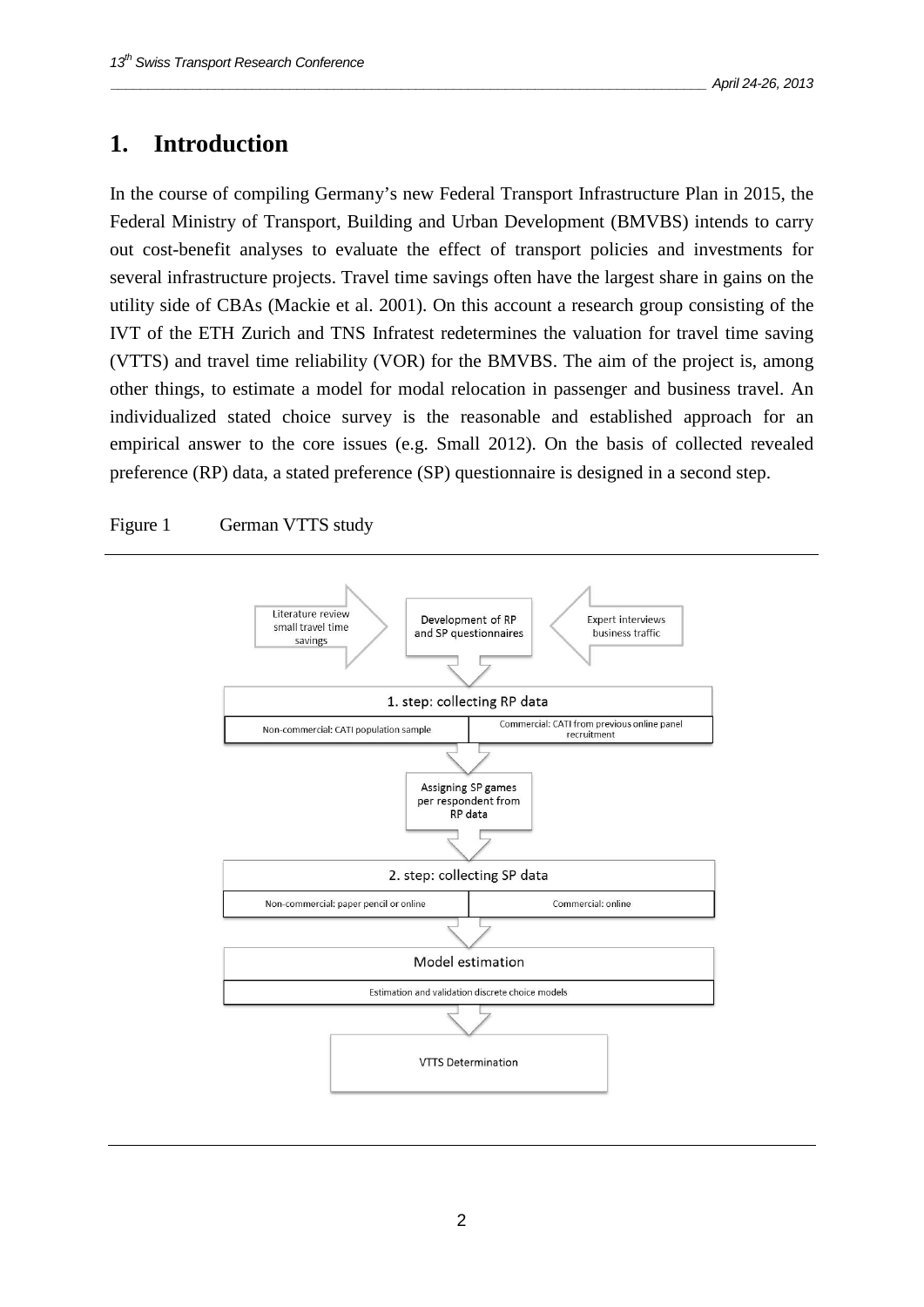# 1. Introduction

In the course of compiling Germany's new Federal Transport Infrastructure Plan in 2015, the Federal Ministry of Transport, Building and Urban Development (BMVBS) intends to carry out cost-benefit analyses to evaluate the effect of transport policies and investments for several infrastructure projects. Travel time savings often have the largest share in gains on the utility side of CBAs (Mackie et al. 2001). On this account a research group consisting of the IVT of the ETH Zurich and TNS Infratest redetermines the valuation for travel time saving (VTTS) and travel time reliability (VOR) for the BMVBS. The aim of the project is, among other things, to estimate a model for modal relocation in passenger and business travel. An individualized stated choice survey is the reasonable and established approach for an empirical answer to the core issues (e.g. Small 2012). On the basis of collected revealed preference (RP) data, a stated preference (SP) questionnaire is designed in a second step.

Figure 1 German VTTS study

Literature review small travel time savings → Development of RP and SP questionnaires ← Expert interviews business traffic

1. step: collecting RP data
- Non-commercial: CATI population sample
- Commercial: CATI from previous online panel recruitment

Assigning SP games per respondent from RP data

2. step: collecting SP data
- Non-commercial: paper pencil or online
- Commercial: online

Model estimation
- Estimation and validation discrete choice models

VTTS Determination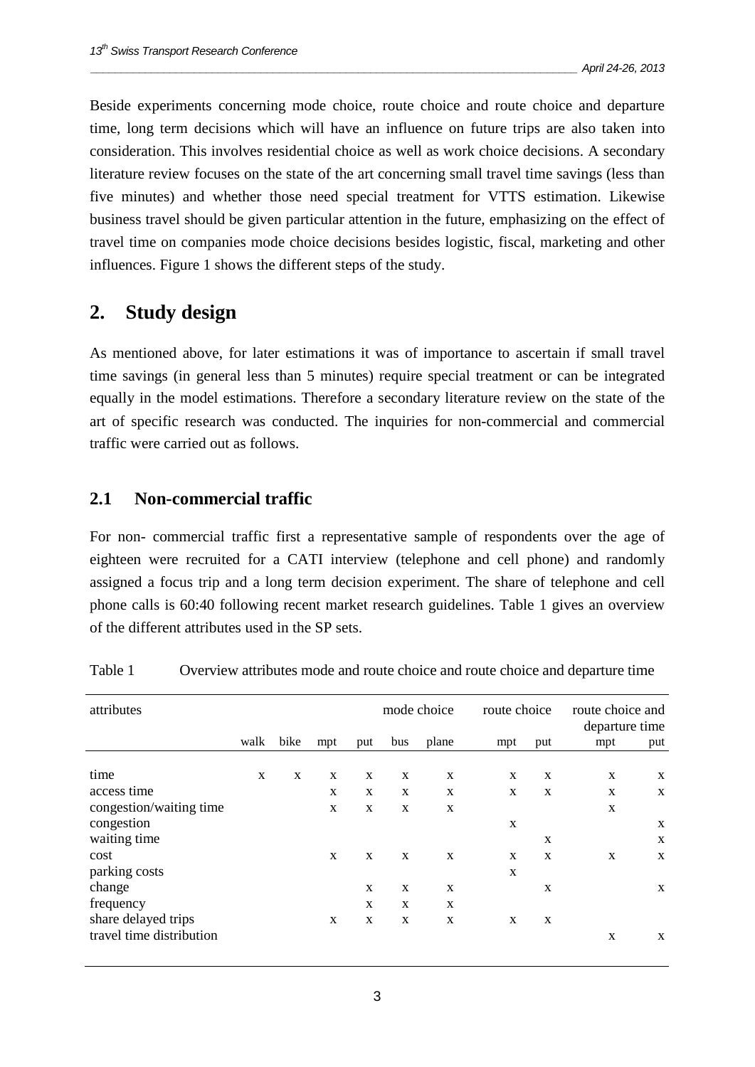Beside experiments concerning mode choice, route choice and route choice and departure time, long term decisions which will have an influence on future trips are also taken into consideration. This involves residential choice as well as work choice decisions. A secondary literature review focuses on the state of the art concerning small travel time savings (less than five minutes) and whether those need special treatment for VTTS estimation. Likewise business travel should be given particular attention in the future, emphasizing on the effect of travel time on companies mode choice decisions besides logistic, fiscal, marketing and other influences. Figure 1 shows the different steps of the study.

## 2. Study design

As mentioned above, for later estimations it was of importance to ascertain if small travel time savings (in general less than 5 minutes) require special treatment or can be integrated equally in the model estimations. Therefore a secondary literature review on the state of the art of specific research was conducted. The inquiries for non-commercial and commercial traffic were carried out as follows.

### 2.1 Non-commercial traffic

For non- commercial traffic first a representative sample of respondents over the age of eighteen were recruited for a CATI interview (telephone and cell phone) and randomly assigned a focus trip and a long term decision experiment. The share of telephone and cell phone calls is 60:40 following recent market research guidelines. Table 1 gives an overview of the different attributes used in the SP sets.

Table 1 Overview attributes mode and route choice and route choice and departure time

| attributes | mode choice | | | | | | route choice | | route choice and departure time | |
|---|---|---|---|---|---|---|---|---|---|---|
| | walk | bike | mpt | put | bus | plane | mpt | put | mpt | put |
| time | x | x | x | x | x | x | x | x | x | x |
| access time | | | x | x | x | x | x | x | x | x |
| congestion/waiting time | | | x | x | x | x | | | x | |
| congestion | | | | | | | x | | | x |
| waiting time | | | | | | | | x | | x |
| cost | | | x | x | x | x | x | x | x | x |
| parking costs | | | | | | | x | | | |
| change | | | | x | x | x | | x | | x |
| frequency | | | | x | x | x | | | | |
| share delayed trips | | | x | x | x | x | x | x | | |
| travel time distribution | | | | | | | | | x | x |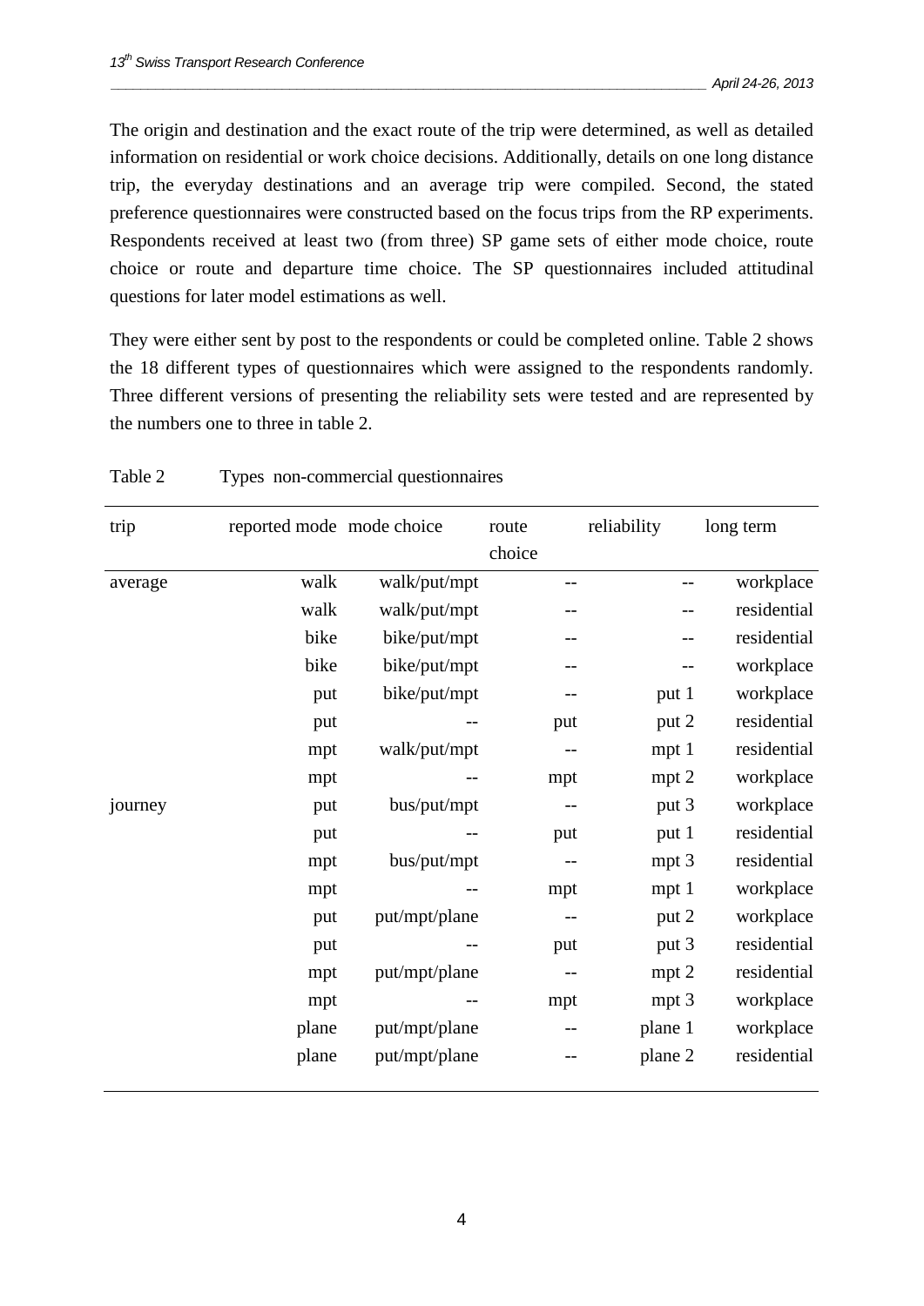The origin and destination and the exact route of the trip were determined, as well as detailed information on residential or work choice decisions. Additionally, details on one long distance trip, the everyday destinations and an average trip were compiled. Second, the stated preference questionnaires were constructed based on the focus trips from the RP experiments. Respondents received at least two (from three) SP game sets of either mode choice, route choice or route and departure time choice. The SP questionnaires included attitudinal questions for later model estimations as well.

They were either sent by post to the respondents or could be completed online. Table 2 shows the 18 different types of questionnaires which were assigned to the respondents randomly. Three different versions of presenting the reliability sets were tested and are represented by the numbers one to three in table 2.

Table 2 Types non-commercial questionnaires

| trip | reported mode | mode choice | route choice | reliability | long term |
|---|---|---|---|---|---|
| average | walk | walk/put/mpt | -- | -- | workplace |
| | walk | walk/put/mpt | -- | -- | residential |
| | bike | bike/put/mpt | -- | -- | residential |
| | bike | bike/put/mpt | -- | -- | workplace |
| | put | bike/put/mpt | -- | put 1 | workplace |
| | put | -- | put | put 2 | residential |
| | mpt | walk/put/mpt | -- | mpt 1 | residential |
| | mpt | -- | mpt | mpt 2 | workplace |
| journey | put | bus/put/mpt | -- | put 3 | workplace |
| | put | -- | put | put 1 | residential |
| | mpt | bus/put/mpt | -- | mpt 3 | residential |
| | mpt | -- | mpt | mpt 1 | workplace |
| | put | put/mpt/plane | -- | put 2 | workplace |
| | put | -- | put | put 3 | residential |
| | mpt | put/mpt/plane | -- | mpt 2 | residential |
| | mpt | -- | mpt | mpt 3 | workplace |
| | plane | put/mpt/plane | -- | plane 1 | workplace |
| | plane | put/mpt/plane | -- | plane 2 | residential |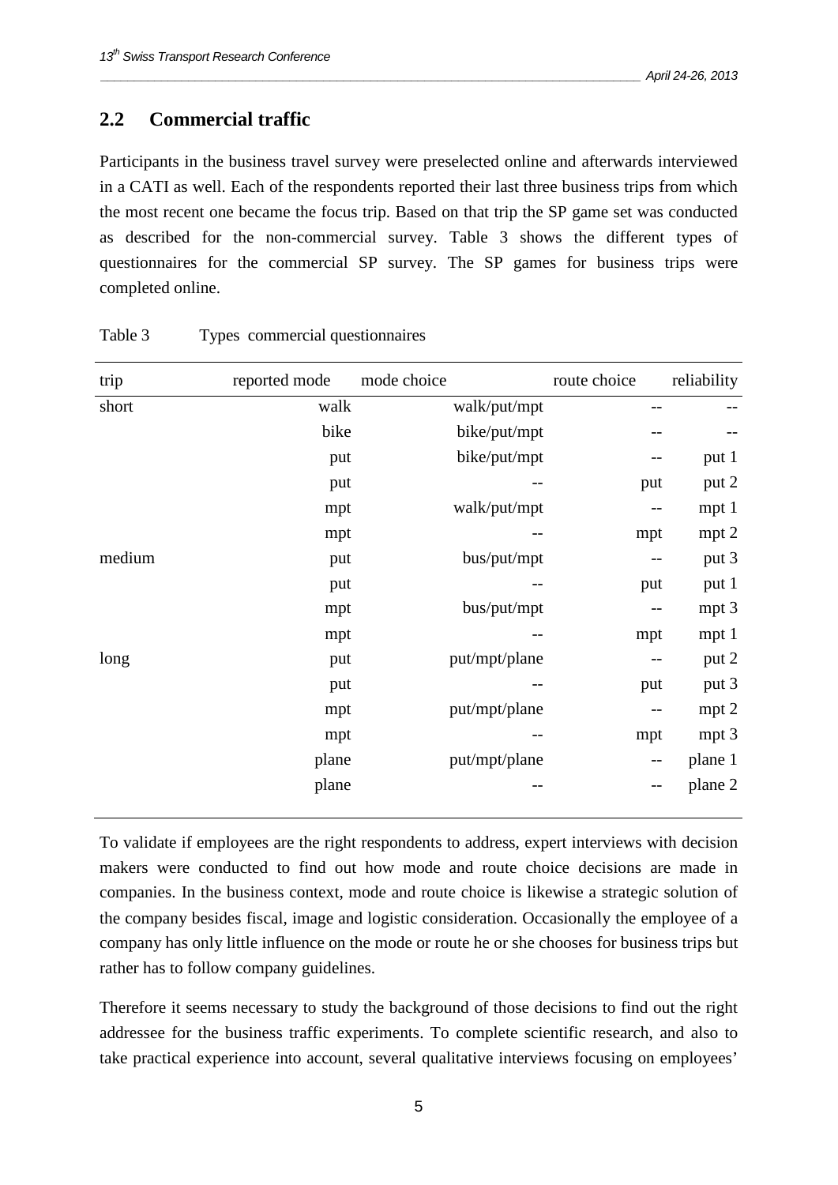## 2.2 Commercial traffic

Participants in the business travel survey were preselected online and afterwards interviewed in a CATI as well. Each of the respondents reported their last three business trips from which the most recent one became the focus trip. Based on that trip the SP game set was conducted as described for the non-commercial survey. Table 3 shows the different types of questionnaires for the commercial SP survey. The SP games for business trips were completed online.

Table 3 Types commercial questionnaires

| trip | reported mode | mode choice | route choice | reliability |
|---|---|---|---|---|
| short | walk | walk/put/mpt | -- | -- |
| | bike | bike/put/mpt | -- | -- |
| | put | bike/put/mpt | -- | put 1 |
| | put | -- | put | put 2 |
| | mpt | walk/put/mpt | -- | mpt 1 |
| | mpt | -- | mpt | mpt 2 |
| medium | put | bus/put/mpt | -- | put 3 |
| | put | -- | put | put 1 |
| | mpt | bus/put/mpt | -- | mpt 3 |
| | mpt | -- | mpt | mpt 1 |
| long | put | put/mpt/plane | -- | put 2 |
| | put | -- | put | put 3 |
| | mpt | put/mpt/plane | -- | mpt 2 |
| | mpt | -- | mpt | mpt 3 |
| | plane | put/mpt/plane | -- | plane 1 |
| | plane | -- | -- | plane 2 |

To validate if employees are the right respondents to address, expert interviews with decision makers were conducted to find out how mode and route choice decisions are made in companies. In the business context, mode and route choice is likewise a strategic solution of the company besides fiscal, image and logistic consideration. Occasionally the employee of a company has only little influence on the mode or route he or she chooses for business trips but rather has to follow company guidelines.

Therefore it seems necessary to study the background of those decisions to find out the right addressee for the business traffic experiments. To complete scientific research, and also to take practical experience into account, several qualitative interviews focusing on employees'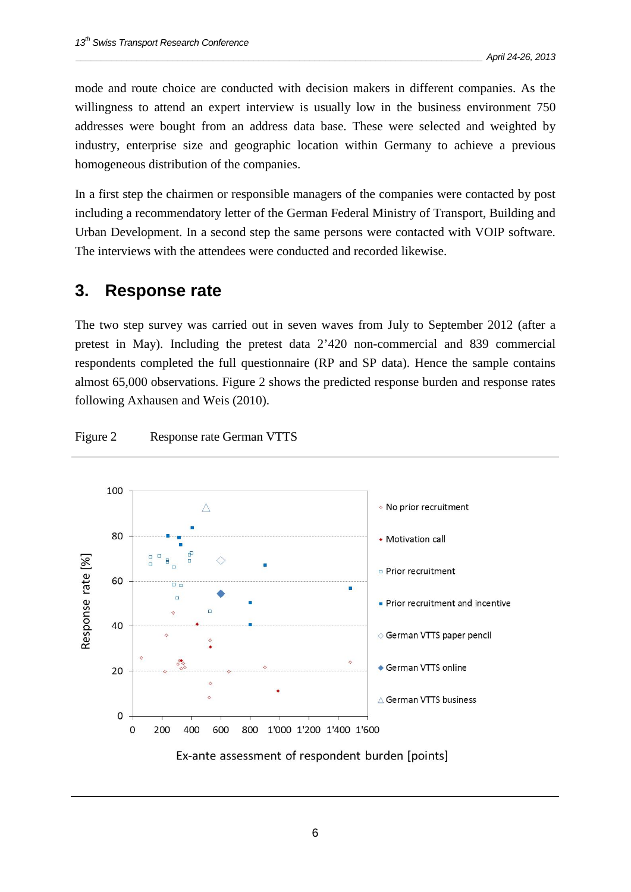mode and route choice are conducted with decision makers in different companies. As the willingness to attend an expert interview is usually low in the business environment 750 addresses were bought from an address data base. These were selected and weighted by industry, enterprise size and geographic location within Germany to achieve a previous homogeneous distribution of the companies.

In a first step the chairmen or responsible managers of the companies were contacted by post including a recommendatory letter of the German Federal Ministry of Transport, Building and Urban Development. In a second step the same persons were contacted with VOIP software. The interviews with the attendees were conducted and recorded likewise.

## 3. Response rate

The two step survey was carried out in seven waves from July to September 2012 (after a pretest in May). Including the pretest data 2'420 non-commercial and 839 commercial respondents completed the full questionnaire (RP and SP data). Hence the sample contains almost 65,000 observations. Figure 2 shows the predicted response burden and response rates following Axhausen and Weis (2010).

Figure 2 Response rate German VTTS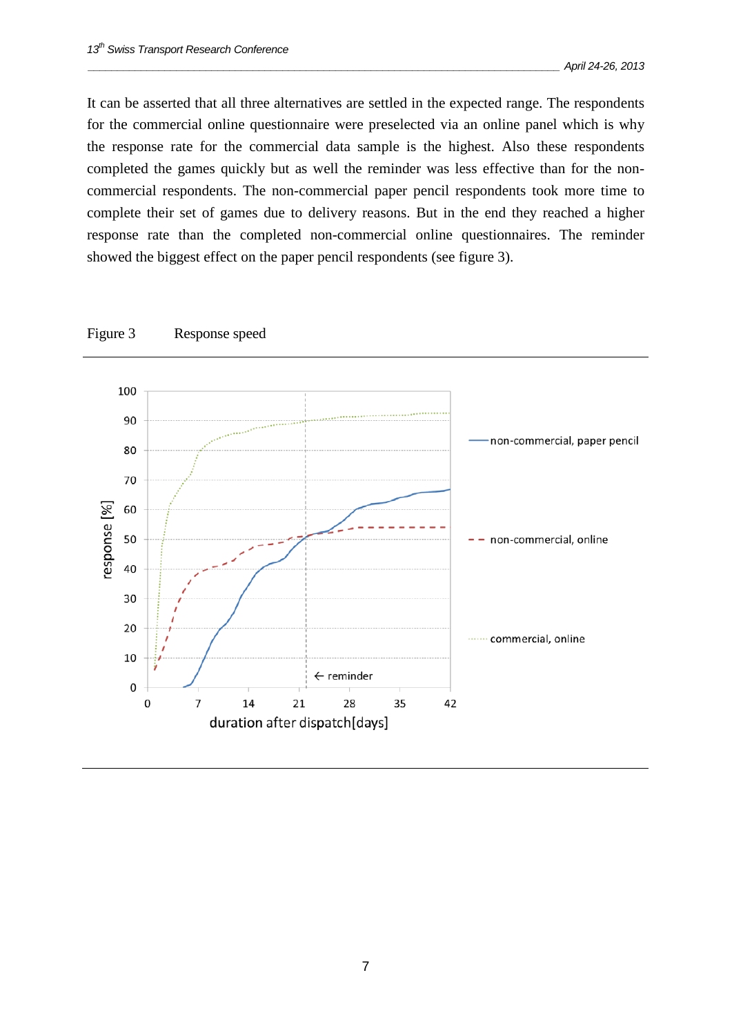It can be asserted that all three alternatives are settled in the expected range. The respondents for the commercial online questionnaire were preselected via an online panel which is why the response rate for the commercial data sample is the highest. Also these respondents completed the games quickly but as well the reminder was less effective than for the non-commercial respondents. The non-commercial paper pencil respondents took more time to complete their set of games due to delivery reasons. But in the end they reached a higher response rate than the completed non-commercial online questionnaires. The reminder showed the biggest effect on the paper pencil respondents (see figure 3).

Figure 3 Response speed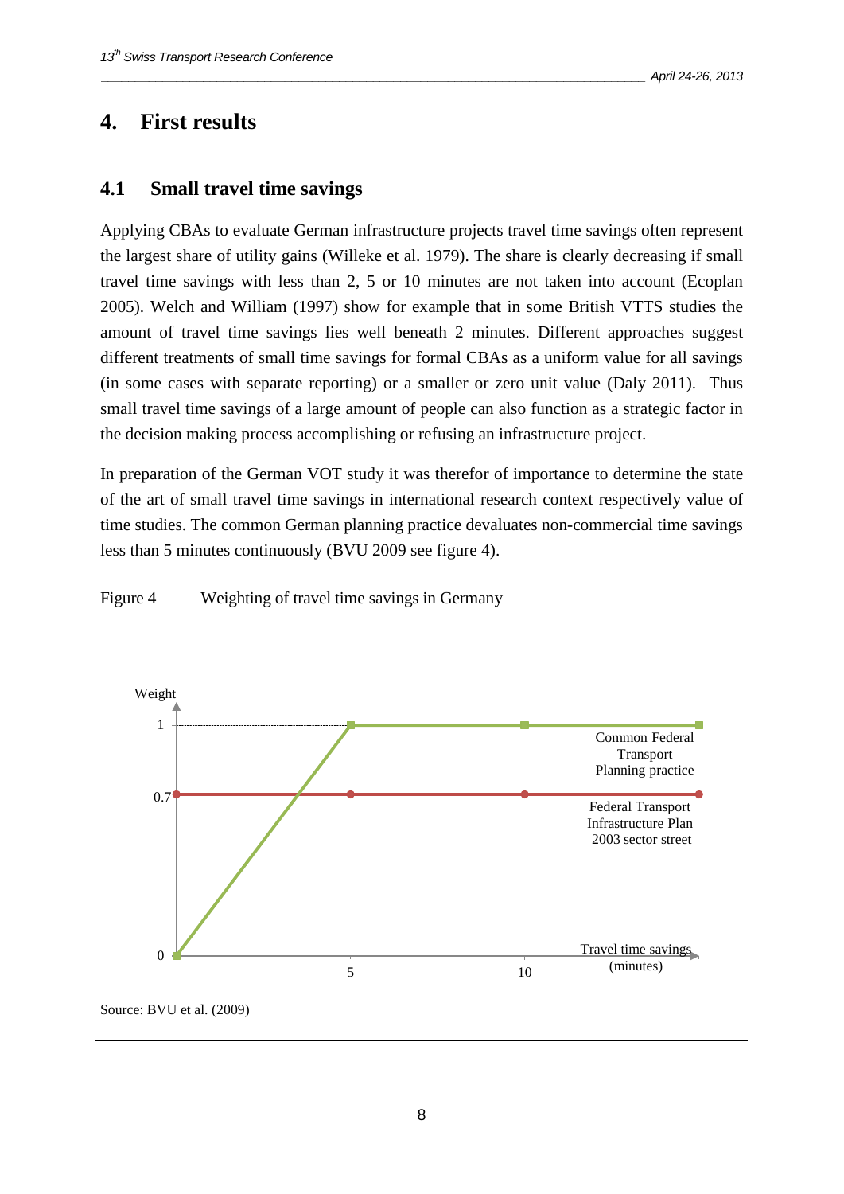# 4. First results

## 4.1 Small travel time savings

Applying CBAs to evaluate German infrastructure projects travel time savings often represent the largest share of utility gains (Willeke et al. 1979). The share is clearly decreasing if small travel time savings with less than 2, 5 or 10 minutes are not taken into account (Ecoplan 2005). Welch and William (1997) show for example that in some British VTTS studies the amount of travel time savings lies well beneath 2 minutes. Different approaches suggest different treatments of small time savings for formal CBAs as a uniform value for all savings (in some cases with separate reporting) or a smaller or zero unit value (Daly 2011). Thus small travel time savings of a large amount of people can also function as a strategic factor in the decision making process accomplishing or refusing an infrastructure project.

In preparation of the German VOT study it was therefor of importance to determine the state of the art of small travel time savings in international research context respectively value of time studies. The common German planning practice devaluates non-commercial time savings less than 5 minutes continuously (BVU 2009 see figure 4).

Figure 4 Weighting of travel time savings in Germany

Source: BVU et al. (2009)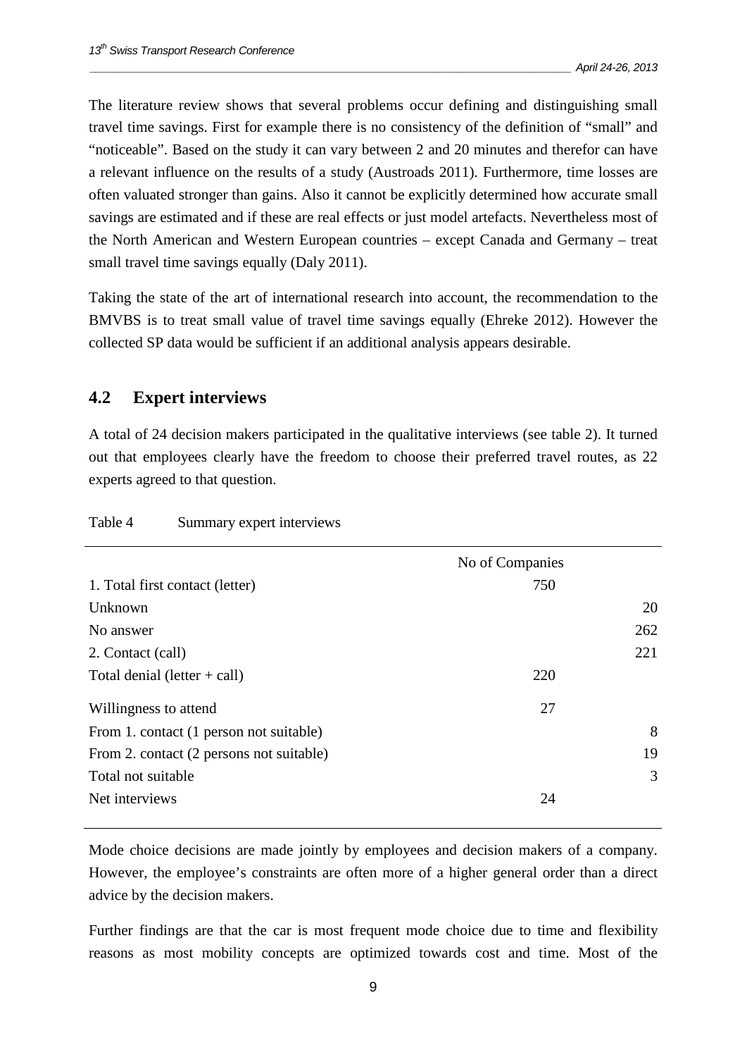The literature review shows that several problems occur defining and distinguishing small travel time savings. First for example there is no consistency of the definition of "small" and "noticeable". Based on the study it can vary between 2 and 20 minutes and therefor can have a relevant influence on the results of a study (Austroads 2011). Furthermore, time losses are often valuated stronger than gains. Also it cannot be explicitly determined how accurate small savings are estimated and if these are real effects or just model artefacts. Nevertheless most of the North American and Western European countries – except Canada and Germany – treat small travel time savings equally (Daly 2011).

Taking the state of the art of international research into account, the recommendation to the BMVBS is to treat small value of travel time savings equally (Ehreke 2012). However the collected SP data would be sufficient if an additional analysis appears desirable.

## 4.2 Expert interviews

A total of 24 decision makers participated in the qualitative interviews (see table 2). It turned out that employees clearly have the freedom to choose their preferred travel routes, as 22 experts agreed to that question.

Table 4 Summary expert interviews

| | No of Companies | |
|---|---|---|
| 1. Total first contact (letter) | 750 | |
| Unknown | | 20 |
| No answer | | 262 |
| 2. Contact (call) | | 221 |
| Total denial (letter + call) | 220 | |
| Willingness to attend | 27 | |
| From 1. contact (1 person not suitable) | | 8 |
| From 2. contact (2 persons not suitable) | | 19 |
| Total not suitable | | 3 |
| Net interviews | 24 | |

Mode choice decisions are made jointly by employees and decision makers of a company. However, the employee's constraints are often more of a higher general order than a direct advice by the decision makers.

Further findings are that the car is most frequent mode choice due to time and flexibility reasons as most mobility concepts are optimized towards cost and time. Most of the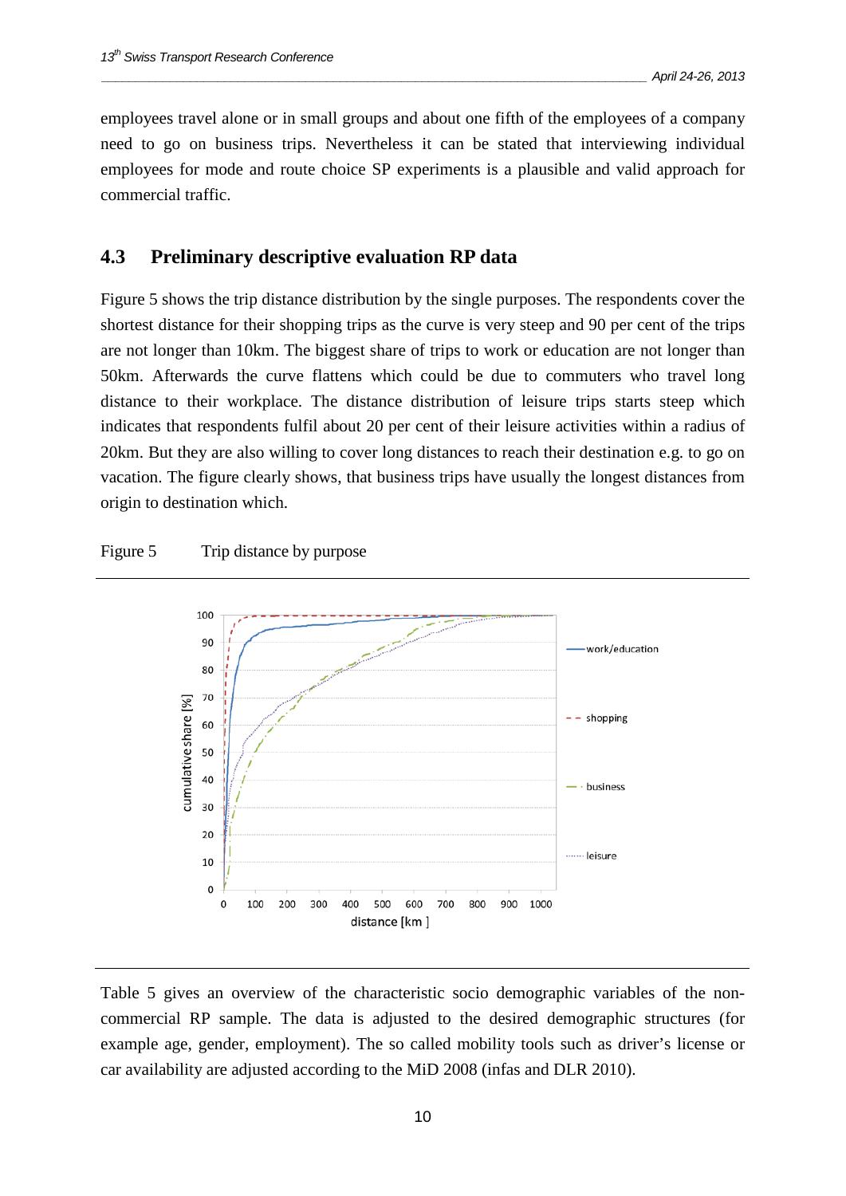employees travel alone or in small groups and about one fifth of the employees of a company need to go on business trips. Nevertheless it can be stated that interviewing individual employees for mode and route choice SP experiments is a plausible and valid approach for commercial traffic.

### 4.3 Preliminary descriptive evaluation RP data

Figure 5 shows the trip distance distribution by the single purposes. The respondents cover the shortest distance for their shopping trips as the curve is very steep and 90 per cent of the trips are not longer than 10km. The biggest share of trips to work or education are not longer than 50km. Afterwards the curve flattens which could be due to commuters who travel long distance to their workplace. The distance distribution of leisure trips starts steep which indicates that respondents fulfil about 20 per cent of their leisure activities within a radius of 20km. But they are also willing to cover long distances to reach their destination e.g. to go on vacation. The figure clearly shows, that business trips have usually the longest distances from origin to destination which.

Figure 5 Trip distance by purpose

Table 5 gives an overview of the characteristic socio demographic variables of the non-commercial RP sample. The data is adjusted to the desired demographic structures (for example age, gender, employment). The so called mobility tools such as driver's license or car availability are adjusted according to the MiD 2008 (infas and DLR 2010).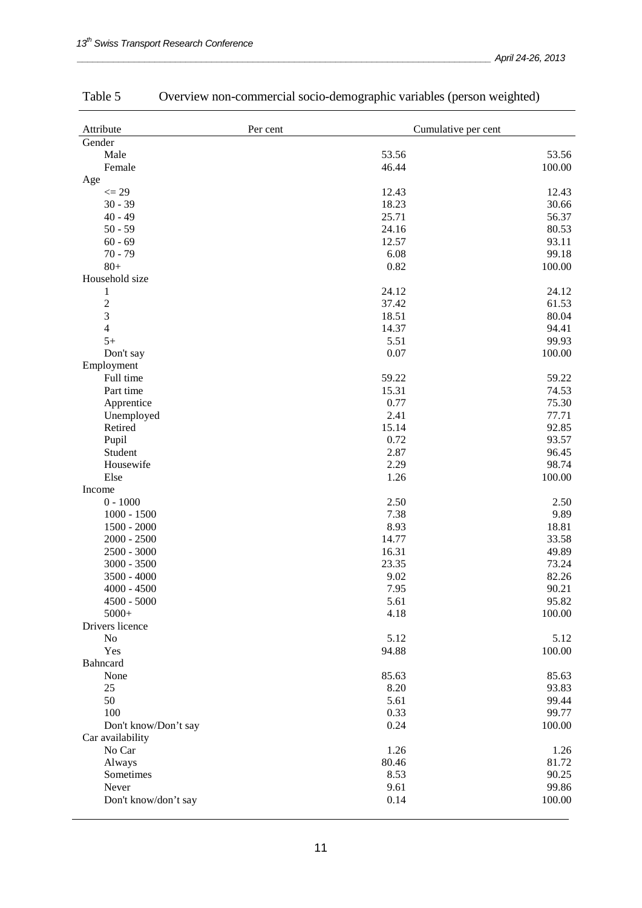Table 5 Overview non-commercial socio-demographic variables (person weighted)

| Attribute | Per cent | Cumulative per cent |
|---|---|---|
| Gender | | |
| Male | 53.56 | 53.56 |
| Female | 46.44 | 100.00 |
| Age | | |
| <= 29 | 12.43 | 12.43 |
| 30 - 39 | 18.23 | 30.66 |
| 40 - 49 | 25.71 | 56.37 |
| 50 - 59 | 24.16 | 80.53 |
| 60 - 69 | 12.57 | 93.11 |
| 70 - 79 | 6.08 | 99.18 |
| 80+ | 0.82 | 100.00 |
| Household size | | |
| 1 | 24.12 | 24.12 |
| 2 | 37.42 | 61.53 |
| 3 | 18.51 | 80.04 |
| 4 | 14.37 | 94.41 |
| 5+ | 5.51 | 99.93 |
| Don't say | 0.07 | 100.00 |
| Employment | | |
| Full time | 59.22 | 59.22 |
| Part time | 15.31 | 74.53 |
| Apprentice | 0.77 | 75.30 |
| Unemployed | 2.41 | 77.71 |
| Retired | 15.14 | 92.85 |
| Pupil | 0.72 | 93.57 |
| Student | 2.87 | 96.45 |
| Housewife | 2.29 | 98.74 |
| Else | 1.26 | 100.00 |
| Income | | |
| 0 - 1000 | 2.50 | 2.50 |
| 1000 - 1500 | 7.38 | 9.89 |
| 1500 - 2000 | 8.93 | 18.81 |
| 2000 - 2500 | 14.77 | 33.58 |
| 2500 - 3000 | 16.31 | 49.89 |
| 3000 - 3500 | 23.35 | 73.24 |
| 3500 - 4000 | 9.02 | 82.26 |
| 4000 - 4500 | 7.95 | 90.21 |
| 4500 - 5000 | 5.61 | 95.82 |
| 5000+ | 4.18 | 100.00 |
| Drivers licence | | |
| No | 5.12 | 5.12 |
| Yes | 94.88 | 100.00 |
| Bahncard | | |
| None | 85.63 | 85.63 |
| 25 | 8.20 | 93.83 |
| 50 | 5.61 | 99.44 |
| 100 | 0.33 | 99.77 |
| Don't know/Don't say | 0.24 | 100.00 |
| Car availability | | |
| No Car | 1.26 | 1.26 |
| Always | 80.46 | 81.72 |
| Sometimes | 8.53 | 90.25 |
| Never | 9.61 | 99.86 |
| Don't know/don't say | 0.14 | 100.00 |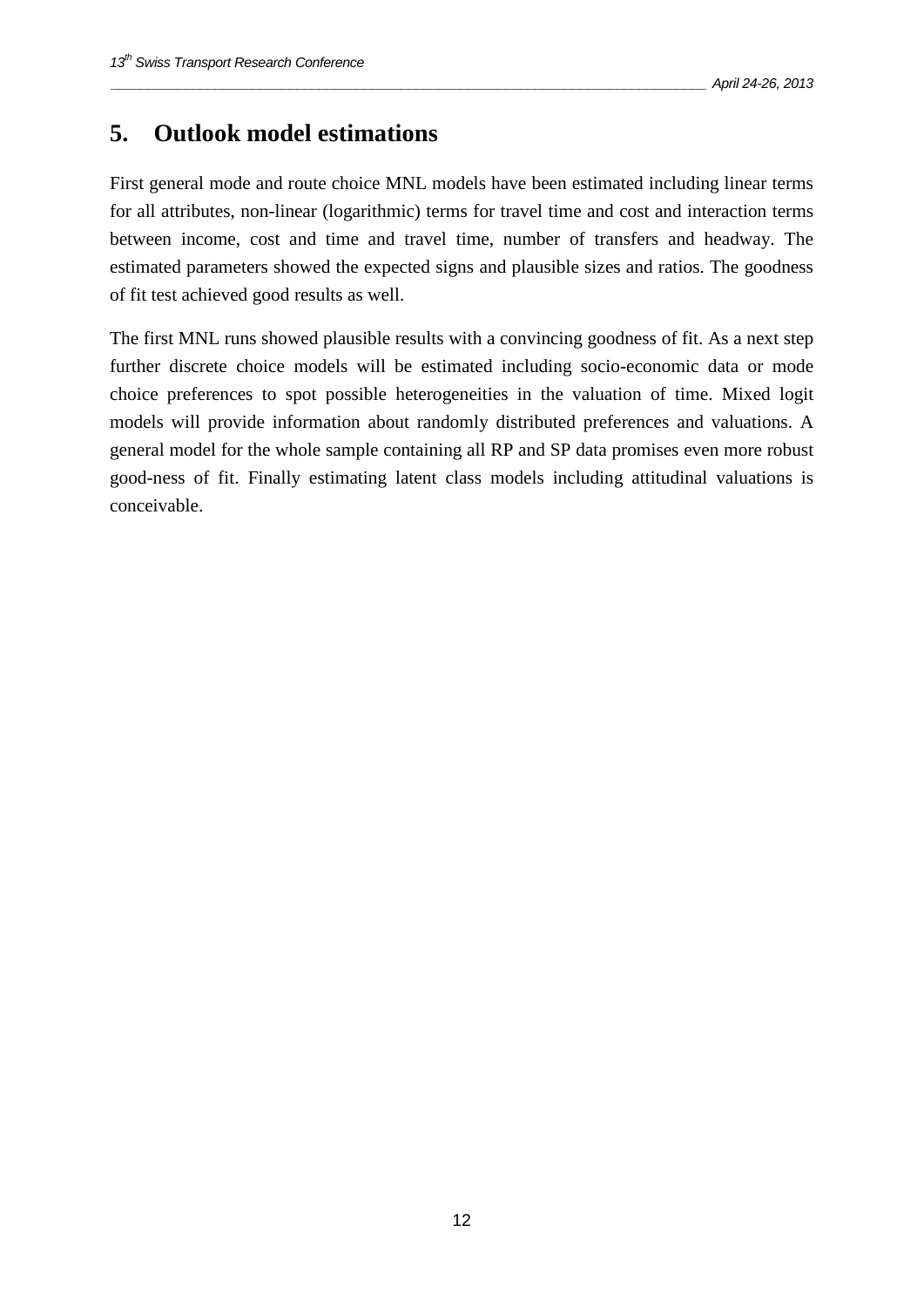# 5. Outlook model estimations

First general mode and route choice MNL models have been estimated including linear terms for all attributes, non-linear (logarithmic) terms for travel time and cost and interaction terms between income, cost and time and travel time, number of transfers and headway. The estimated parameters showed the expected signs and plausible sizes and ratios. The goodness of fit test achieved good results as well.

The first MNL runs showed plausible results with a convincing goodness of fit. As a next step further discrete choice models will be estimated including socio-economic data or mode choice preferences to spot possible heterogeneities in the valuation of time. Mixed logit models will provide information about randomly distributed preferences and valuations. A general model for the whole sample containing all RP and SP data promises even more robust good-ness of fit. Finally estimating latent class models including attitudinal valuations is conceivable.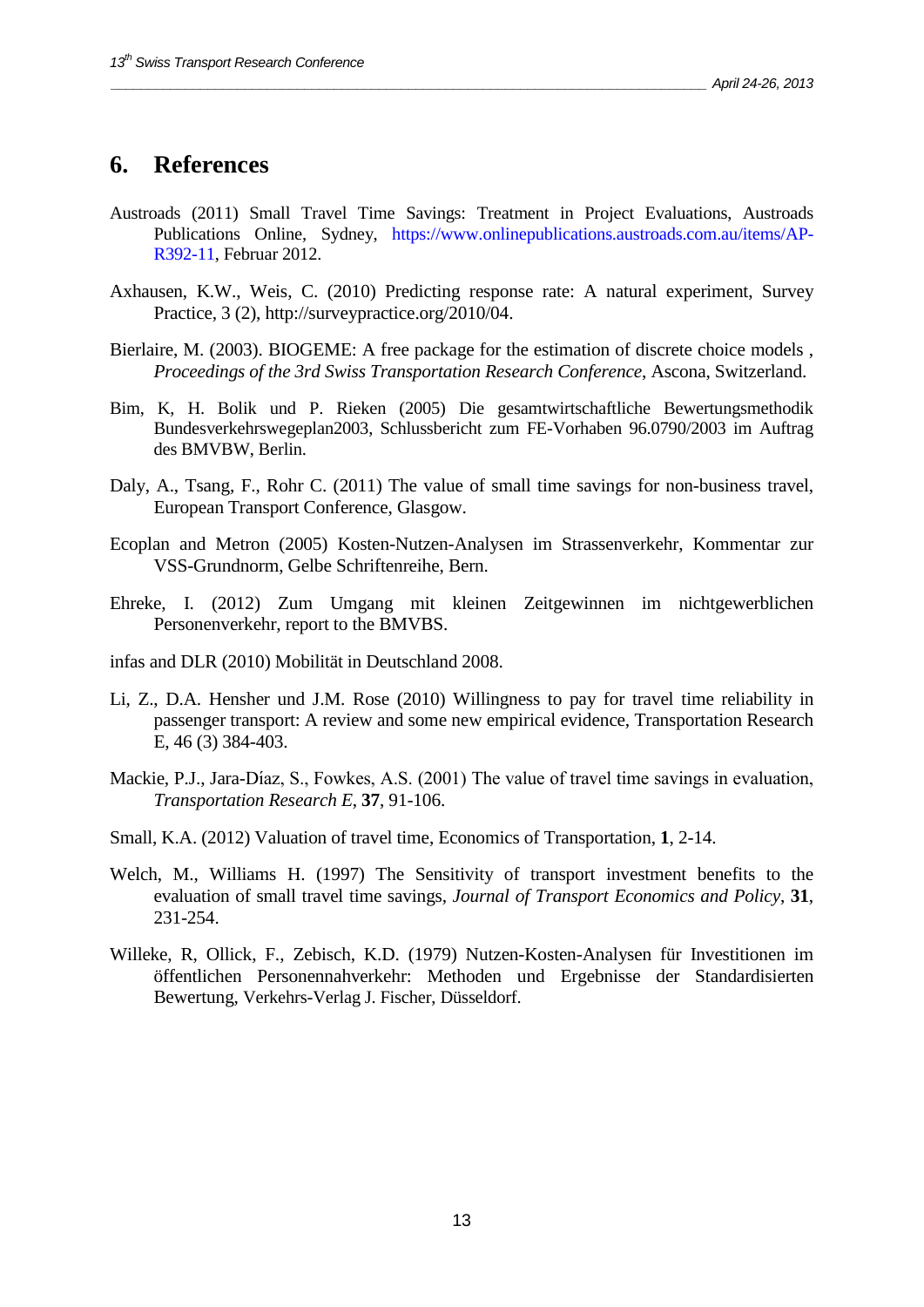## 6. References

Austroads (2011) Small Travel Time Savings: Treatment in Project Evaluations, Austroads Publications Online, Sydney, https://www.onlinepublications.austroads.com.au/items/AP-R392-11, Februar 2012.

Axhausen, K.W., Weis, C. (2010) Predicting response rate: A natural experiment, Survey Practice, 3 (2), http://surveypractice.org/2010/04.

Bierlaire, M. (2003). BIOGEME: A free package for the estimation of discrete choice models , *Proceedings of the 3rd Swiss Transportation Research Conference*, Ascona, Switzerland.

Bim, K, H. Bolik und P. Rieken (2005) Die gesamtwirtschaftliche Bewertungsmethodik Bundesverkehrswegeplan2003, Schlussbericht zum FE-Vorhaben 96.0790/2003 im Auftrag des BMVBW, Berlin.

Daly, A., Tsang, F., Rohr C. (2011) The value of small time savings for non-business travel, European Transport Conference, Glasgow.

Ecoplan and Metron (2005) Kosten-Nutzen-Analysen im Strassenverkehr, Kommentar zur VSS-Grundnorm, Gelbe Schriftenreihe, Bern.

Ehreke, I. (2012) Zum Umgang mit kleinen Zeitgewinnen im nichtgewerblichen Personenverkehr, report to the BMVBS.

infas and DLR (2010) Mobilität in Deutschland 2008.

Li, Z., D.A. Hensher und J.M. Rose (2010) Willingness to pay for travel time reliability in passenger transport: A review and some new empirical evidence, Transportation Research E, 46 (3) 384-403.

Mackie, P.J., Jara-Díaz, S., Fowkes, A.S. (2001) The value of travel time savings in evaluation, *Transportation Research E*, **37**, 91-106.

Small, K.A. (2012) Valuation of travel time, Economics of Transportation, **1**, 2-14.

Welch, M., Williams H. (1997) The Sensitivity of transport investment benefits to the evaluation of small travel time savings, *Journal of Transport Economics and Policy*, **31**, 231-254.

Willeke, R, Ollick, F., Zebisch, K.D. (1979) Nutzen-Kosten-Analysen für Investitionen im öffentlichen Personennahverkehr: Methoden und Ergebnisse der Standardisierten Bewertung, Verkehrs-Verlag J. Fischer, Düsseldorf.